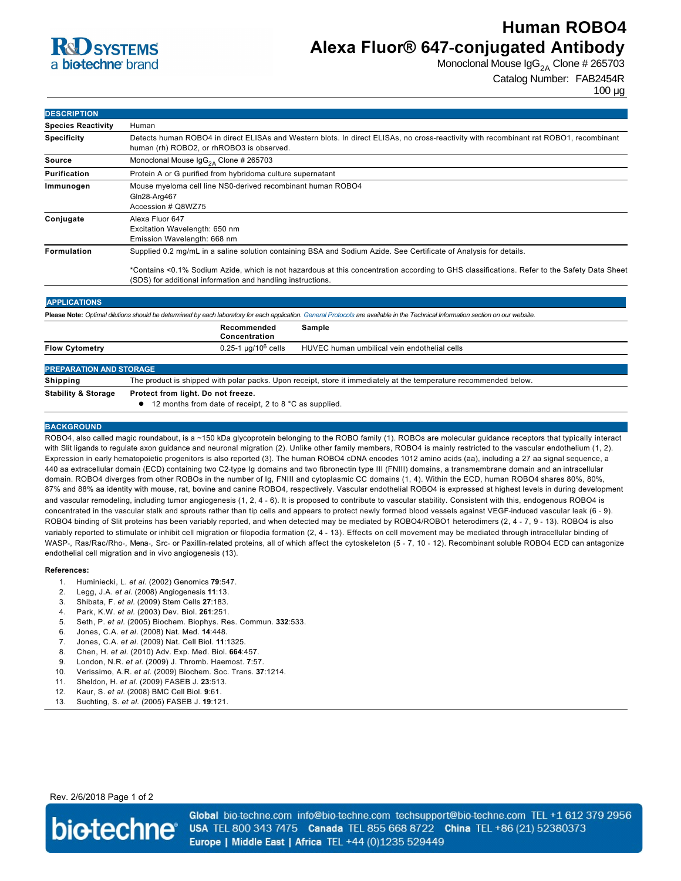# Human ROBO4 Alexa Fluor® 647-conjugated Antibody

Monoclonal Mouse $IgG_{2A}$ Clone # 265703

Catalog Number: FAB2454R

100 µg

## DESCRIPTION

| | |
|---|---|
| **Species Reactivity** | Human |
| **Specificity** | Detects human ROBO4 in direct ELISAs and Western blots. In direct ELISAs, no cross-reactivity with recombinant rat ROBO1, recombinant human (rh) ROBO2, or rhROBO3 is observed. |
| **Source** | Monoclonal Mouse $IgG_{2A}$ Clone # 265703 |
| **Purification** | Protein A or G purified from hybridoma culture supernatant |
| **Immunogen** | Mouse myeloma cell line NS0-derived recombinant human ROBO4<br>Gln28-Arg467<br>Accession # Q8WZ75 |
| **Conjugate** | Alexa Fluor 647<br>Excitation Wavelength: 650 nm<br>Emission Wavelength: 668 nm |
| **Formulation** | Supplied 0.2 mg/mL in a saline solution containing BSA and Sodium Azide. See Certificate of Analysis for details.<br><br>*Contains <0.1% Sodium Azide, which is not hazardous at this concentration according to GHS classifications. Refer to the Safety Data Sheet (SDS) for additional information and handling instructions. |

## APPLICATIONS

**Please Note:** *Optimal dilutions should be determined by each laboratory for each application. General Protocols are available in the Technical Information section on our website.*

| | Recommended Concentration | Sample |
|---|---|---|
| **Flow Cytometry** | 0.25-1 µg/$10^6$ cells | HUVEC human umbilical vein endothelial cells |

## PREPARATION AND STORAGE

| | |
|---|---|
| **Shipping** | The product is shipped with polar packs. Upon receipt, store it immediately at the temperature recommended below. |
| **Stability & Storage** | **Protect from light. Do not freeze.**<br>● 12 months from date of receipt, 2 to 8 °C as supplied. |

## BACKGROUND

ROBO4, also called magic roundabout, is a ~150 kDa glycoprotein belonging to the ROBO family (1). ROBOs are molecular guidance receptors that typically interact with Slit ligands to regulate axon guidance and neuronal migration (2). Unlike other family members, ROBO4 is mainly restricted to the vascular endothelium (1, 2). Expression in early hematopoietic progenitors is also reported (3). The human ROBO4 cDNA encodes 1012 amino acids (aa), including a 27 aa signal sequence, a 440 aa extracellular domain (ECD) containing two C2-type Ig domains and two fibronectin type III (FNIII) domains, a transmembrane domain and an intracellular domain. ROBO4 diverges from other ROBOs in the number of Ig, FNIII and cytoplasmic CC domains (1, 4). Within the ECD, human ROBO4 shares 80%, 80%, 87% and 88% aa identity with mouse, rat, bovine and canine ROBO4, respectively. Vascular endothelial ROBO4 is expressed at highest levels in during development and vascular remodeling, including tumor angiogenesis (1, 2, 4 - 6). It is proposed to contribute to vascular stability. Consistent with this, endogenous ROBO4 is concentrated in the vascular stalk and sprouts rather than tip cells and appears to protect newly formed blood vessels against VEGF-induced vascular leak (6 - 9). ROBO4 binding of Slit proteins has been variably reported, and when detected may be mediated by ROBO4/ROBO1 heterodimers (2, 4 - 7, 9 - 13). ROBO4 is also variably reported to stimulate or inhibit cell migration or filopodia formation (2, 4 - 13). Effects on cell movement may be mediated through intracellular binding of WASP-, Ras/Rac/Rho-, Mena-, Src- or Paxillin-related proteins, all of which affect the cytoskeleton (5 - 7, 10 - 12). Recombinant soluble ROBO4 ECD can antagonize endothelial cell migration and in vivo angiogenesis (13).

**References:**

1. Huminiecki, L. *et al.* (2002) Genomics **79**:547.
2. Legg, J.A. *et al.* (2008) Angiogenesis **11**:13.
3. Shibata, F. *et al.* (2009) Stem Cells **27**:183.
4. Park, K.W. *et al.* (2003) Dev. Biol. **261**:251.
5. Seth, P. *et al.* (2005) Biochem. Biophys. Res. Commun. **332**:533.
6. Jones, C.A. *et al.* (2008) Nat. Med. **14**:448.
7. Jones, C.A. *et al.* (2009) Nat. Cell Biol. **11**:1325.
8. Chen, H. *et al.* (2010) Adv. Exp. Med. Biol. **664**:457.
9. London, N.R. *et al.* (2009) J. Thromb. Haemost. **7**:57.
10. Verissimo, A.R. *et al.* (2009) Biochem. Soc. Trans. **37**:1214.
11. Sheldon, H. *et al.* (2009) FASEB J. **23**:513.
12. Kaur, S. *et al.* (2008) BMC Cell Biol. **9**:61.
13. Suchting, S. *et al.* (2005) FASEB J. **19**:121.

Rev. 2/6/2018

**Global** bio-techne.com info@bio-techne.com techsupport@bio-techne.com TEL +1 612 379 2956 **USA** TEL 800 343 7475 **Canada** TEL 855 668 8722 **China** TEL +86 (21) 52380373 **Europe | Middle East | Africa** TEL +44 (0)1235 529449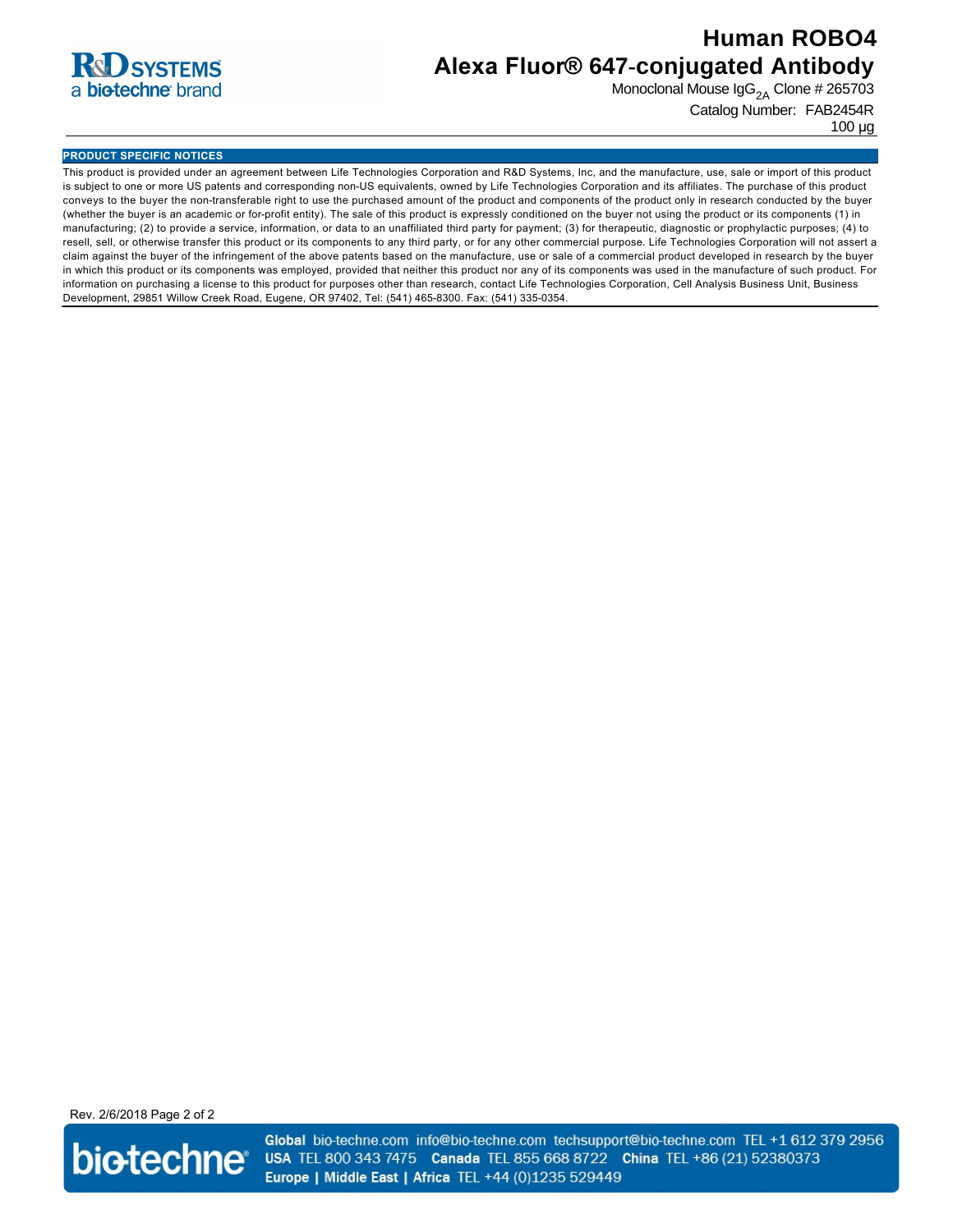# Human ROBO4 Alexa Fluor® 647-conjugated Antibody

Monoclonal Mouse $IgG_{2A}$ Clone # 265703

Catalog Number: FAB2454R

100 µg

## PRODUCT SPECIFIC NOTICES

This product is provided under an agreement between Life Technologies Corporation and R&D Systems, Inc, and the manufacture, use, sale or import of this product is subject to one or more US patents and corresponding non-US equivalents, owned by Life Technologies Corporation and its affiliates. The purchase of this product conveys to the buyer the non-transferable right to use the purchased amount of the product and components of the product only in research conducted by the buyer (whether the buyer is an academic or for-profit entity). The sale of this product is expressly conditioned on the buyer not using the product or its components (1) in manufacturing; (2) to provide a service, information, or data to an unaffiliated third party for payment; (3) for therapeutic, diagnostic or prophylactic purposes; (4) to resell, sell, or otherwise transfer this product or its components to any third party, or for any other commercial purpose. Life Technologies Corporation will not assert a claim against the buyer of the infringement of the above patents based on the manufacture, use or sale of a commercial product developed in research by the buyer in which this product or its components was employed, provided that neither this product nor any of its components was used in the manufacture of such product. For information on purchasing a license to this product for purposes other than research, contact Life Technologies Corporation, Cell Analysis Business Unit, Business Development, 29851 Willow Creek Road, Eugene, OR 97402, Tel: (541) 465-8300. Fax: (541) 335-0354.

Rev. 2/6/2018

**Global** bio-techne.com info@bio-techne.com techsupport@bio-techne.com TEL +1 612 379 2956
**USA** TEL 800 343 7475 **Canada** TEL 855 668 8722 **China** TEL +86 (21) 52380373
**Europe | Middle East | Africa** TEL +44 (0)1235 529449